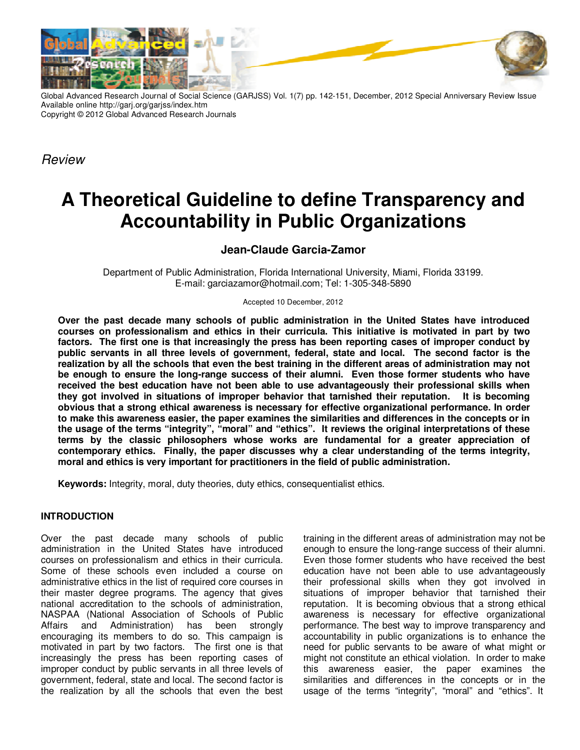Global Advanced Research Journal of Social Science (GARJSS) Vol. 1(7) pp. 142-151, December, 2012 Special Anniversary Review Issue
Available online http://garj.org/garjss/index.htm
Copyright © 2012 Global Advanced Research Journals

*Review*

# A Theoretical Guideline to define Transparency and Accountability in Public Organizations

**Jean-Claude Garcia-Zamor**

Department of Public Administration, Florida International University, Miami, Florida 33199.
E-mail: garciazamor@hotmail.com; Tel: 1-305-348-5890

Accepted 10 December, 2012

**Over the past decade many schools of public administration in the United States have introduced courses on professionalism and ethics in their curricula. This initiative is motivated in part by two factors. The first one is that increasingly the press has been reporting cases of improper conduct by public servants in all three levels of government, federal, state and local. The second factor is the realization by all the schools that even the best training in the different areas of administration may not be enough to ensure the long-range success of their alumni. Even those former students who have received the best education have not been able to use advantageously their professional skills when they got involved in situations of improper behavior that tarnished their reputation. It is becoming obvious that a strong ethical awareness is necessary for effective organizational performance. In order to make this awareness easier, the paper examines the similarities and differences in the concepts or in the usage of the terms "integrity", "moral" and "ethics". It reviews the original interpretations of these terms by the classic philosophers whose works are fundamental for a greater appreciation of contemporary ethics. Finally, the paper discusses why a clear understanding of the terms integrity, moral and ethics is very important for practitioners in the field of public administration.**

**Keywords:** Integrity, moral, duty theories, duty ethics, consequentialist ethics.

## INTRODUCTION

Over the past decade many schools of public administration in the United States have introduced courses on professionalism and ethics in their curricula. Some of these schools even included a course on administrative ethics in the list of required core courses in their master degree programs. The agency that gives national accreditation to the schools of administration, NASPAA (National Association of Schools of Public Affairs and Administration) has been strongly encouraging its members to do so. This campaign is motivated in part by two factors. The first one is that increasingly the press has been reporting cases of improper conduct by public servants in all three levels of government, federal, state and local. The second factor is the realization by all the schools that even the best training in the different areas of administration may not be enough to ensure the long-range success of their alumni. Even those former students who have received the best education have not been able to use advantageously their professional skills when they got involved in situations of improper behavior that tarnished their reputation. It is becoming obvious that a strong ethical awareness is necessary for effective organizational performance. The best way to improve transparency and accountability in public organizations is to enhance the need for public servants to be aware of what might or might not constitute an ethical violation. In order to make this awareness easier, the paper examines the similarities and differences in the concepts or in the usage of the terms "integrity", "moral" and "ethics". It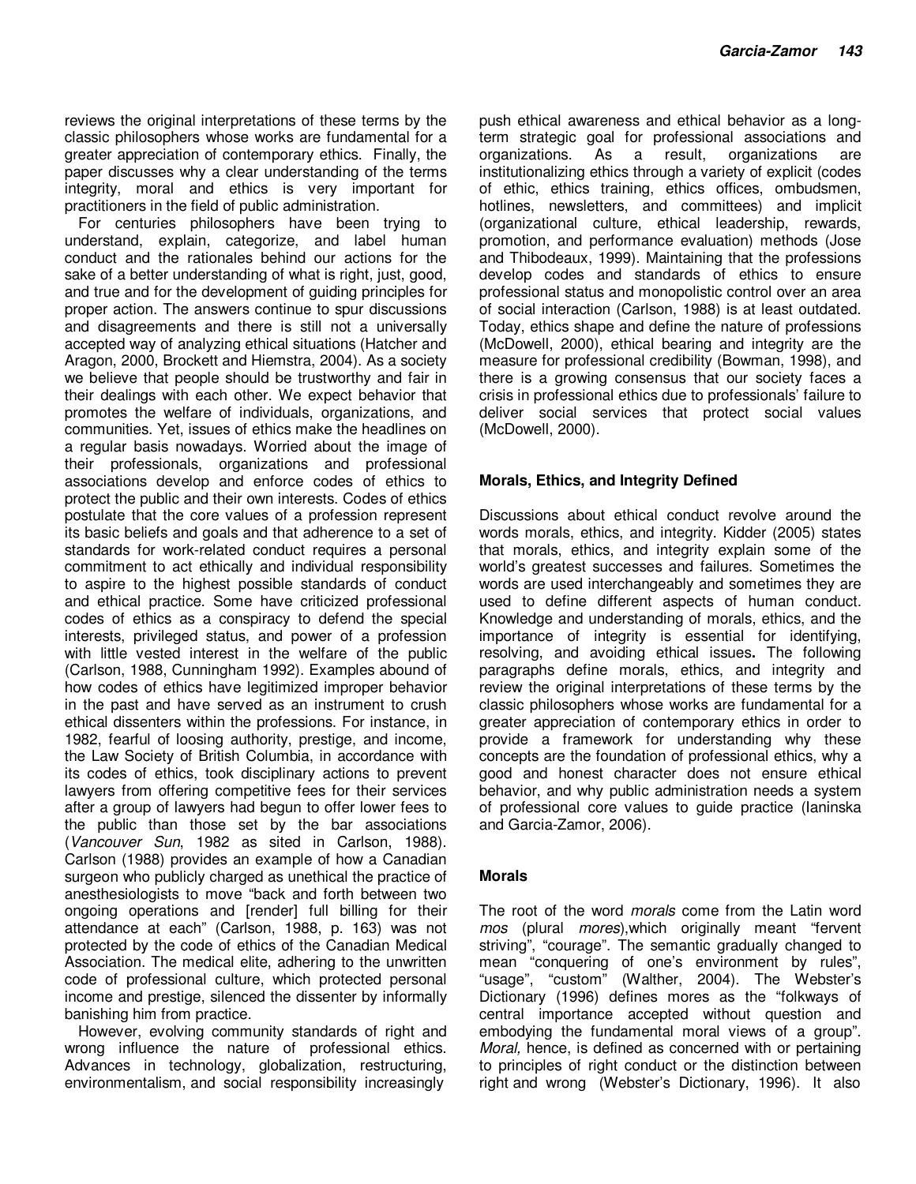reviews the original interpretations of these terms by the classic philosophers whose works are fundamental for a greater appreciation of contemporary ethics. Finally, the paper discusses why a clear understanding of the terms integrity, moral and ethics is very important for practitioners in the field of public administration.

For centuries philosophers have been trying to understand, explain, categorize, and label human conduct and the rationales behind our actions for the sake of a better understanding of what is right, just, good, and true and for the development of guiding principles for proper action. The answers continue to spur discussions and disagreements and there is still not a universally accepted way of analyzing ethical situations (Hatcher and Aragon, 2000, Brockett and Hiemstra, 2004). As a society we believe that people should be trustworthy and fair in their dealings with each other. We expect behavior that promotes the welfare of individuals, organizations, and communities. Yet, issues of ethics make the headlines on a regular basis nowadays. Worried about the image of their professionals, organizations and professional associations develop and enforce codes of ethics to protect the public and their own interests. Codes of ethics postulate that the core values of a profession represent its basic beliefs and goals and that adherence to a set of standards for work-related conduct requires a personal commitment to act ethically and individual responsibility to aspire to the highest possible standards of conduct and ethical practice. Some have criticized professional codes of ethics as a conspiracy to defend the special interests, privileged status, and power of a profession with little vested interest in the welfare of the public (Carlson, 1988, Cunningham 1992). Examples abound of how codes of ethics have legitimized improper behavior in the past and have served as an instrument to crush ethical dissenters within the professions. For instance, in 1982, fearful of loosing authority, prestige, and income, the Law Society of British Columbia, in accordance with its codes of ethics, took disciplinary actions to prevent lawyers from offering competitive fees for their services after a group of lawyers had begun to offer lower fees to the public than those set by the bar associations (*Vancouver Sun*, 1982 as sited in Carlson, 1988). Carlson (1988) provides an example of how a Canadian surgeon who publicly charged as unethical the practice of anesthesiologists to move "back and forth between two ongoing operations and [render] full billing for their attendance at each" (Carlson, 1988, p. 163) was not protected by the code of ethics of the Canadian Medical Association. The medical elite, adhering to the unwritten code of professional culture, which protected personal income and prestige, silenced the dissenter by informally banishing him from practice.

However, evolving community standards of right and wrong influence the nature of professional ethics. Advances in technology, globalization, restructuring, environmentalism, and social responsibility increasingly push ethical awareness and ethical behavior as a long-term strategic goal for professional associations and organizations. As a result, organizations are institutionalizing ethics through a variety of explicit (codes of ethic, ethics training, ethics offices, ombudsmen, hotlines, newsletters, and committees) and implicit (organizational culture, ethical leadership, rewards, promotion, and performance evaluation) methods (Jose and Thibodeaux, 1999). Maintaining that the professions develop codes and standards of ethics to ensure professional status and monopolistic control over an area of social interaction (Carlson, 1988) is at least outdated. Today, ethics shape and define the nature of professions (McDowell, 2000), ethical bearing and integrity are the measure for professional credibility (Bowman, 1998), and there is a growing consensus that our society faces a crisis in professional ethics due to professionals' failure to deliver social services that protect social values (McDowell, 2000).

## Morals, Ethics, and Integrity Defined

Discussions about ethical conduct revolve around the words morals, ethics, and integrity. Kidder (2005) states that morals, ethics, and integrity explain some of the world's greatest successes and failures. Sometimes the words are used interchangeably and sometimes they are used to define different aspects of human conduct. Knowledge and understanding of morals, ethics, and the importance of integrity is essential for identifying, resolving, and avoiding ethical issues**.** The following paragraphs define morals, ethics, and integrity and review the original interpretations of these terms by the classic philosophers whose works are fundamental for a greater appreciation of contemporary ethics in order to provide a framework for understanding why these concepts are the foundation of professional ethics, why a good and honest character does not ensure ethical behavior, and why public administration needs a system of professional core values to guide practice (Ianinska and Garcia-Zamor, 2006).

### Morals

The root of the word *morals* come from the Latin word *mos* (plural *mores*),which originally meant "fervent striving", "courage". The semantic gradually changed to mean "conquering of one's environment by rules", "usage", "custom" (Walther, 2004). The Webster's Dictionary (1996) defines mores as the "folkways of central importance accepted without question and embodying the fundamental moral views of a group". *Moral,* hence, is defined as concerned with or pertaining to principles of right conduct or the distinction between right and wrong (Webster's Dictionary, 1996). It also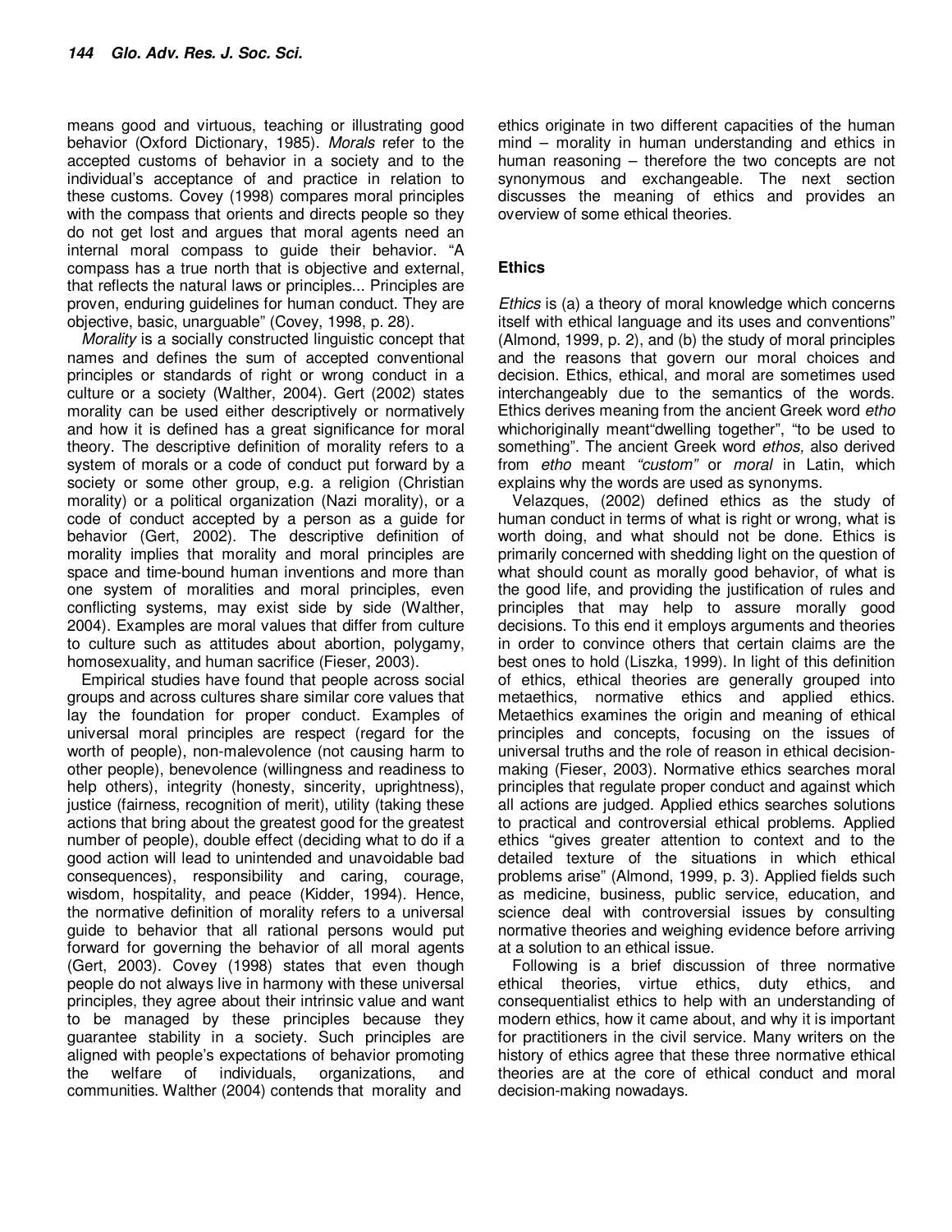means good and virtuous, teaching or illustrating good behavior (Oxford Dictionary, 1985). *Morals* refer to the accepted customs of behavior in a society and to the individual's acceptance of and practice in relation to these customs. Covey (1998) compares moral principles with the compass that orients and directs people so they do not get lost and argues that moral agents need an internal moral compass to guide their behavior. "A compass has a true north that is objective and external, that reflects the natural laws or principles... Principles are proven, enduring guidelines for human conduct. They are objective, basic, unarguable" (Covey, 1998, p. 28).

*Morality* is a socially constructed linguistic concept that names and defines the sum of accepted conventional principles or standards of right or wrong conduct in a culture or a society (Walther, 2004). Gert (2002) states morality can be used either descriptively or normatively and how it is defined has a great significance for moral theory. The descriptive definition of morality refers to a system of morals or a code of conduct put forward by a society or some other group, e.g. a religion (Christian morality) or a political organization (Nazi morality), or a code of conduct accepted by a person as a guide for behavior (Gert, 2002). The descriptive definition of morality implies that morality and moral principles are space and time-bound human inventions and more than one system of moralities and moral principles, even conflicting systems, may exist side by side (Walther, 2004). Examples are moral values that differ from culture to culture such as attitudes about abortion, polygamy, homosexuality, and human sacrifice (Fieser, 2003).

Empirical studies have found that people across social groups and across cultures share similar core values that lay the foundation for proper conduct. Examples of universal moral principles are respect (regard for the worth of people), non-malevolence (not causing harm to other people), benevolence (willingness and readiness to help others), integrity (honesty, sincerity, uprightness), justice (fairness, recognition of merit), utility (taking these actions that bring about the greatest good for the greatest number of people), double effect (deciding what to do if a good action will lead to unintended and unavoidable bad consequences), responsibility and caring, courage, wisdom, hospitality, and peace (Kidder, 1994). Hence, the normative definition of morality refers to a universal guide to behavior that all rational persons would put forward for governing the behavior of all moral agents (Gert, 2003). Covey (1998) states that even though people do not always live in harmony with these universal principles, they agree about their intrinsic value and want to be managed by these principles because they guarantee stability in a society. Such principles are aligned with people's expectations of behavior promoting the welfare of individuals, organizations, and communities. Walther (2004) contends that morality and ethics originate in two different capacities of the human mind – morality in human understanding and ethics in human reasoning – therefore the two concepts are not synonymous and exchangeable. The next section discusses the meaning of ethics and provides an overview of some ethical theories.

## Ethics

*Ethics* is (a) a theory of moral knowledge which concerns itself with ethical language and its uses and conventions" (Almond, 1999, p. 2), and (b) the study of moral principles and the reasons that govern our moral choices and decision. Ethics, ethical, and moral are sometimes used interchangeably due to the semantics of the words. Ethics derives meaning from the ancient Greek word *etho* whichoriginally meant"dwelling together", "to be used to something". The ancient Greek word *ethos,* also derived from *etho* meant *"custom"* or *moral* in Latin, which explains why the words are used as synonyms.

Velazques, (2002) defined ethics as the study of human conduct in terms of what is right or wrong, what is worth doing, and what should not be done. Ethics is primarily concerned with shedding light on the question of what should count as morally good behavior, of what is the good life, and providing the justification of rules and principles that may help to assure morally good decisions. To this end it employs arguments and theories in order to convince others that certain claims are the best ones to hold (Liszka, 1999). In light of this definition of ethics, ethical theories are generally grouped into metaethics, normative ethics and applied ethics. Metaethics examines the origin and meaning of ethical principles and concepts, focusing on the issues of universal truths and the role of reason in ethical decision-making (Fieser, 2003). Normative ethics searches moral principles that regulate proper conduct and against which all actions are judged. Applied ethics searches solutions to practical and controversial ethical problems. Applied ethics "gives greater attention to context and to the detailed texture of the situations in which ethical problems arise" (Almond, 1999, p. 3). Applied fields such as medicine, business, public service, education, and science deal with controversial issues by consulting normative theories and weighing evidence before arriving at a solution to an ethical issue.

Following is a brief discussion of three normative ethical theories, virtue ethics, duty ethics, and consequentialist ethics to help with an understanding of modern ethics, how it came about, and why it is important for practitioners in the civil service. Many writers on the history of ethics agree that these three normative ethical theories are at the core of ethical conduct and moral decision-making nowadays.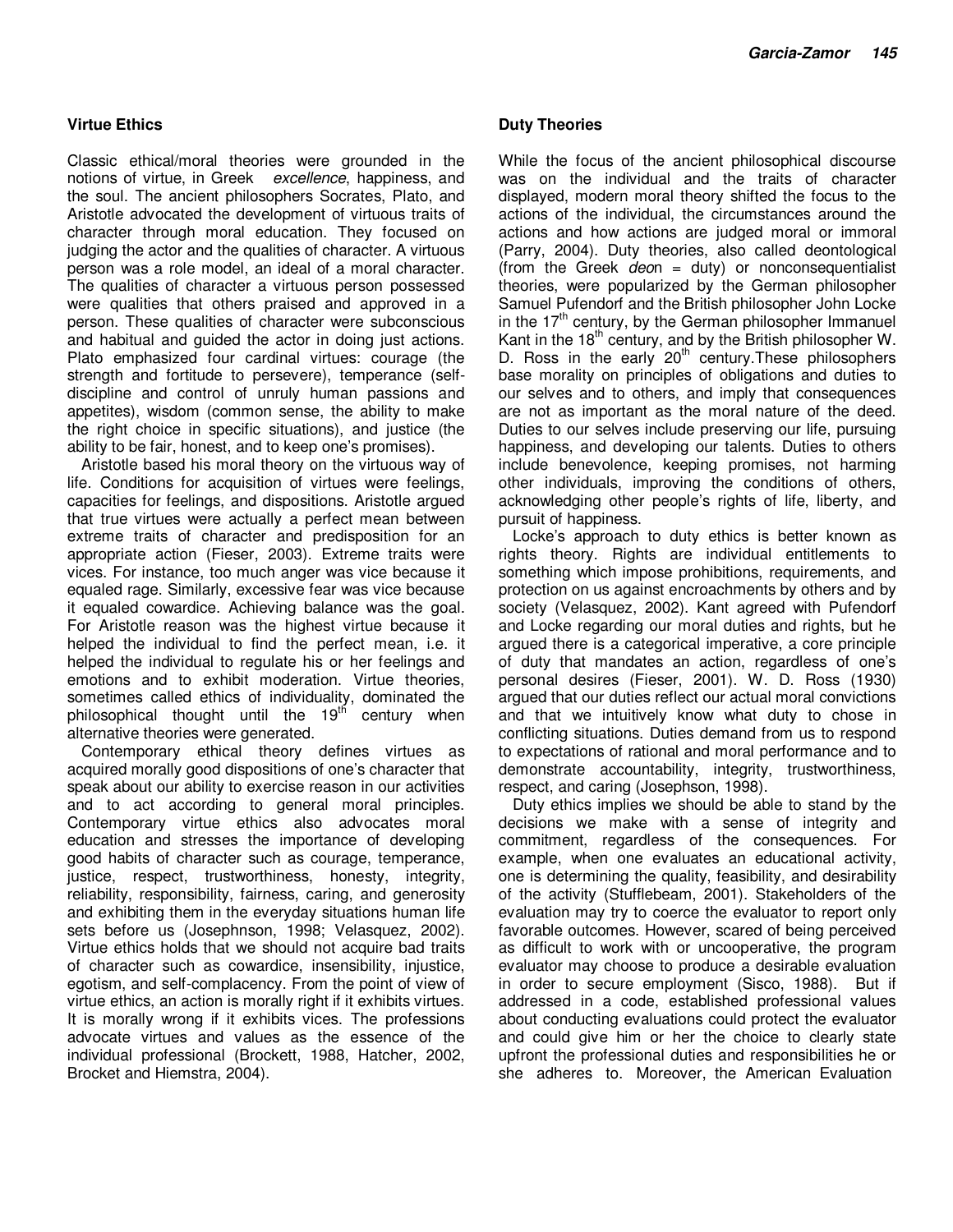### Virtue Ethics

Classic ethical/moral theories were grounded in the notions of virtue, in Greek *excellence*, happiness, and the soul. The ancient philosophers Socrates, Plato, and Aristotle advocated the development of virtuous traits of character through moral education. They focused on judging the actor and the qualities of character. A virtuous person was a role model, an ideal of a moral character. The qualities of character a virtuous person possessed were qualities that others praised and approved in a person. These qualities of character were subconscious and habitual and guided the actor in doing just actions. Plato emphasized four cardinal virtues: courage (the strength and fortitude to persevere), temperance (self-discipline and control of unruly human passions and appetites), wisdom (common sense, the ability to make the right choice in specific situations), and justice (the ability to be fair, honest, and to keep one's promises).

Aristotle based his moral theory on the virtuous way of life. Conditions for acquisition of virtues were feelings, capacities for feelings, and dispositions. Aristotle argued that true virtues were actually a perfect mean between extreme traits of character and predisposition for an appropriate action (Fieser, 2003). Extreme traits were vices. For instance, too much anger was vice because it equaled rage. Similarly, excessive fear was vice because it equaled cowardice. Achieving balance was the goal. For Aristotle reason was the highest virtue because it helped the individual to find the perfect mean, i.e. it helped the individual to regulate his or her feelings and emotions and to exhibit moderation. Virtue theories, sometimes called ethics of individuality, dominated the philosophical thought until the 19th century when alternative theories were generated.

Contemporary ethical theory defines virtues as acquired morally good dispositions of one's character that speak about our ability to exercise reason in our activities and to act according to general moral principles. Contemporary virtue ethics also advocates moral education and stresses the importance of developing good habits of character such as courage, temperance, justice, respect, trustworthiness, honesty, integrity, reliability, responsibility, fairness, caring, and generosity and exhibiting them in the everyday situations human life sets before us (Josephnson, 1998; Velasquez, 2002). Virtue ethics holds that we should not acquire bad traits of character such as cowardice, insensibility, injustice, egotism, and self-complacency. From the point of view of virtue ethics, an action is morally right if it exhibits virtues. It is morally wrong if it exhibits vices. The professions advocate virtues and values as the essence of the individual professional (Brockett, 1988, Hatcher, 2002, Brocket and Hiemstra, 2004).

### Duty Theories

While the focus of the ancient philosophical discourse was on the individual and the traits of character displayed, modern moral theory shifted the focus to the actions of the individual, the circumstances around the actions and how actions are judged moral or immoral (Parry, 2004). Duty theories, also called deontological (from the Greek *deo*n = duty) or nonconsequentialist theories, were popularized by the German philosopher Samuel Pufendorf and the British philosopher John Locke in the 17th century, by the German philosopher Immanuel Kant in the 18th century, and by the British philosopher W. D. Ross in the early 20th century.These philosophers base morality on principles of obligations and duties to our selves and to others, and imply that consequences are not as important as the moral nature of the deed. Duties to our selves include preserving our life, pursuing happiness, and developing our talents. Duties to others include benevolence, keeping promises, not harming other individuals, improving the conditions of others, acknowledging other people's rights of life, liberty, and pursuit of happiness.

Locke's approach to duty ethics is better known as rights theory. Rights are individual entitlements to something which impose prohibitions, requirements, and protection on us against encroachments by others and by society (Velasquez, 2002). Kant agreed with Pufendorf and Locke regarding our moral duties and rights, but he argued there is a categorical imperative, a core principle of duty that mandates an action, regardless of one's personal desires (Fieser, 2001). W. D. Ross (1930) argued that our duties reflect our actual moral convictions and that we intuitively know what duty to chose in conflicting situations. Duties demand from us to respond to expectations of rational and moral performance and to demonstrate accountability, integrity, trustworthiness, respect, and caring (Josephson, 1998).

Duty ethics implies we should be able to stand by the decisions we make with a sense of integrity and commitment, regardless of the consequences. For example, when one evaluates an educational activity, one is determining the quality, feasibility, and desirability of the activity (Stufflebeam, 2001). Stakeholders of the evaluation may try to coerce the evaluator to report only favorable outcomes. However, scared of being perceived as difficult to work with or uncooperative, the program evaluator may choose to produce a desirable evaluation in order to secure employment (Sisco, 1988). But if addressed in a code, established professional values about conducting evaluations could protect the evaluator and could give him or her the choice to clearly state upfront the professional duties and responsibilities he or she adheres to. Moreover, the American Evaluation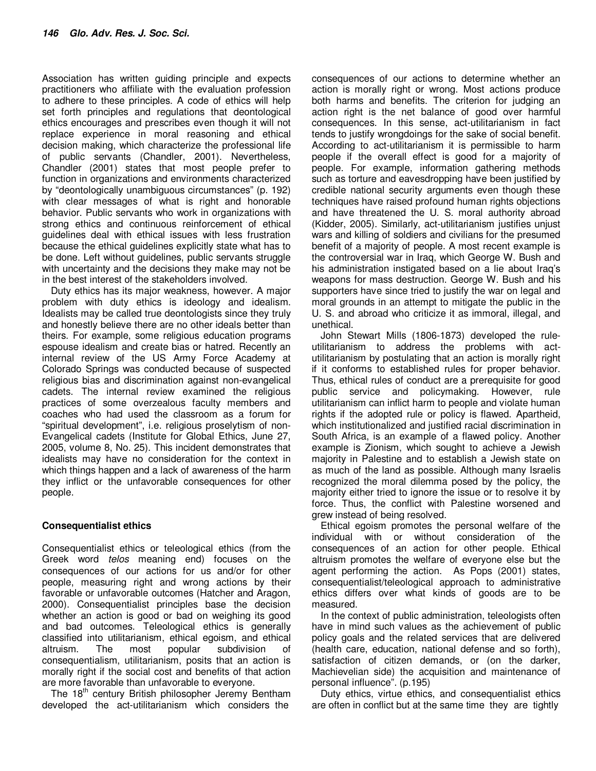Association has written guiding principle and expects practitioners who affiliate with the evaluation profession to adhere to these principles. A code of ethics will help set forth principles and regulations that deontological ethics encourages and prescribes even though it will not replace experience in moral reasoning and ethical decision making, which characterize the professional life of public servants (Chandler, 2001). Nevertheless, Chandler (2001) states that most people prefer to function in organizations and environments characterized by "deontologically unambiguous circumstances" (p. 192) with clear messages of what is right and honorable behavior. Public servants who work in organizations with strong ethics and continuous reinforcement of ethical guidelines deal with ethical issues with less frustration because the ethical guidelines explicitly state what has to be done. Left without guidelines, public servants struggle with uncertainty and the decisions they make may not be in the best interest of the stakeholders involved.

Duty ethics has its major weakness, however. A major problem with duty ethics is ideology and idealism. Idealists may be called true deontologists since they truly and honestly believe there are no other ideals better than theirs. For example, some religious education programs espouse idealism and create bias or hatred. Recently an internal review of the US Army Force Academy at Colorado Springs was conducted because of suspected religious bias and discrimination against non-evangelical cadets. The internal review examined the religious practices of some overzealous faculty members and coaches who had used the classroom as a forum for "spiritual development", i.e. religious proselytism of non-Evangelical cadets (Institute for Global Ethics, June 27, 2005, volume 8, No. 25). This incident demonstrates that idealists may have no consideration for the context in which things happen and a lack of awareness of the harm they inflict or the unfavorable consequences for other people.

## Consequentialist ethics

Consequentialist ethics or teleological ethics (from the Greek word *telos* meaning end) focuses on the consequences of our actions for us and/or for other people, measuring right and wrong actions by their favorable or unfavorable outcomes (Hatcher and Aragon, 2000). Consequentialist principles base the decision whether an action is good or bad on weighing its good and bad outcomes. Teleological ethics is generally classified into utilitarianism, ethical egoism, and ethical altruism. The most popular subdivision of consequentialism, utilitarianism, posits that an action is morally right if the social cost and benefits of that action are more favorable than unfavorable to everyone.

The 18th century British philosopher Jeremy Bentham developed the act-utilitarianism which considers the consequences of our actions to determine whether an action is morally right or wrong. Most actions produce both harms and benefits. The criterion for judging an action right is the net balance of good over harmful consequences. In this sense, act-utilitarianism in fact tends to justify wrongdoings for the sake of social benefit. According to act-utilitarianism it is permissible to harm people if the overall effect is good for a majority of people. For example, information gathering methods such as torture and eavesdropping have been justified by credible national security arguments even though these techniques have raised profound human rights objections and have threatened the U. S. moral authority abroad (Kidder, 2005). Similarly, act-utilitarianism justifies unjust wars and killing of soldiers and civilians for the presumed benefit of a majority of people. A most recent example is the controversial war in Iraq, which George W. Bush and his administration instigated based on a lie about Iraq's weapons for mass destruction. George W. Bush and his supporters have since tried to justify the war on legal and moral grounds in an attempt to mitigate the public in the U. S. and abroad who criticize it as immoral, illegal, and unethical.

John Stewart Mills (1806-1873) developed the rule-utilitarianism to address the problems with act-utilitarianism by postulating that an action is morally right if it conforms to established rules for proper behavior. Thus, ethical rules of conduct are a prerequisite for good public service and policymaking. However, rule utilitarianism can inflict harm to people and violate human rights if the adopted rule or policy is flawed. Apartheid, which institutionalized and justified racial discrimination in South Africa, is an example of a flawed policy. Another example is Zionism, which sought to achieve a Jewish majority in Palestine and to establish a Jewish state on as much of the land as possible. Although many Israelis recognized the moral dilemma posed by the policy, the majority either tried to ignore the issue or to resolve it by force. Thus, the conflict with Palestine worsened and grew instead of being resolved.

Ethical egoism promotes the personal welfare of the individual with or without consideration of the consequences of an action for other people. Ethical altruism promotes the welfare of everyone else but the agent performing the action. As Pops (2001) states, consequentialist/teleological approach to administrative ethics differs over what kinds of goods are to be measured.

In the context of public administration, teleologists often have in mind such values as the achievement of public policy goals and the related services that are delivered (health care, education, national defense and so forth), satisfaction of citizen demands, or (on the darker, Machievelian side) the acquisition and maintenance of personal influence". (p.195)

Duty ethics, virtue ethics, and consequentialist ethics are often in conflict but at the same time they are tightly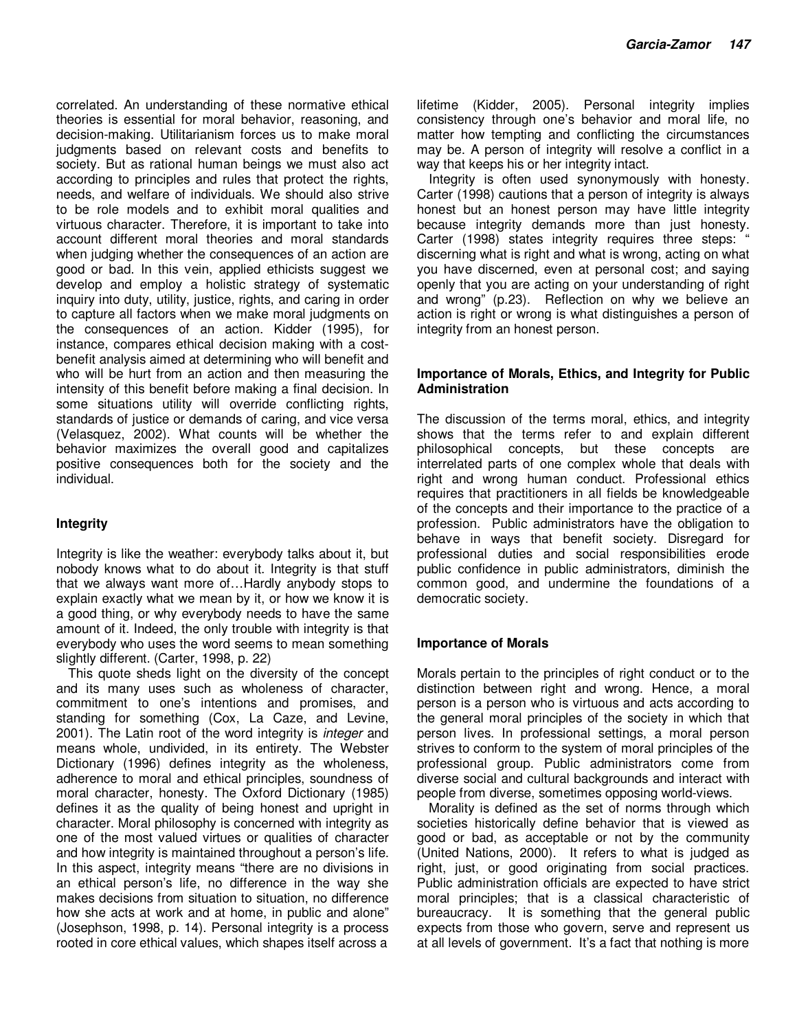correlated. An understanding of these normative ethical theories is essential for moral behavior, reasoning, and decision-making. Utilitarianism forces us to make moral judgments based on relevant costs and benefits to society. But as rational human beings we must also act according to principles and rules that protect the rights, needs, and welfare of individuals. We should also strive to be role models and to exhibit moral qualities and virtuous character. Therefore, it is important to take into account different moral theories and moral standards when judging whether the consequences of an action are good or bad. In this vein, applied ethicists suggest we develop and employ a holistic strategy of systematic inquiry into duty, utility, justice, rights, and caring in order to capture all factors when we make moral judgments on the consequences of an action. Kidder (1995), for instance, compares ethical decision making with a cost-benefit analysis aimed at determining who will benefit and who will be hurt from an action and then measuring the intensity of this benefit before making a final decision. In some situations utility will override conflicting rights, standards of justice or demands of caring, and vice versa (Velasquez, 2002). What counts will be whether the behavior maximizes the overall good and capitalizes positive consequences both for the society and the individual.

### Integrity

Integrity is like the weather: everybody talks about it, but nobody knows what to do about it. Integrity is that stuff that we always want more of…Hardly anybody stops to explain exactly what we mean by it, or how we know it is a good thing, or why everybody needs to have the same amount of it. Indeed, the only trouble with integrity is that everybody who uses the word seems to mean something slightly different. (Carter, 1998, p. 22)

This quote sheds light on the diversity of the concept and its many uses such as wholeness of character, commitment to one's intentions and promises, and standing for something (Cox, La Caze, and Levine, 2001). The Latin root of the word integrity is *integer* and means whole, undivided, in its entirety. The Webster Dictionary (1996) defines integrity as the wholeness, adherence to moral and ethical principles, soundness of moral character, honesty. The Oxford Dictionary (1985) defines it as the quality of being honest and upright in character. Moral philosophy is concerned with integrity as one of the most valued virtues or qualities of character and how integrity is maintained throughout a person's life. In this aspect, integrity means "there are no divisions in an ethical person's life, no difference in the way she makes decisions from situation to situation, no difference how she acts at work and at home, in public and alone" (Josephson, 1998, p. 14). Personal integrity is a process rooted in core ethical values, which shapes itself across a lifetime (Kidder, 2005). Personal integrity implies consistency through one's behavior and moral life, no matter how tempting and conflicting the circumstances may be. A person of integrity will resolve a conflict in a way that keeps his or her integrity intact.

Integrity is often used synonymously with honesty. Carter (1998) cautions that a person of integrity is always honest but an honest person may have little integrity because integrity demands more than just honesty. Carter (1998) states integrity requires three steps: " discerning what is right and what is wrong, acting on what you have discerned, even at personal cost; and saying openly that you are acting on your understanding of right and wrong" (p.23). Reflection on why we believe an action is right or wrong is what distinguishes a person of integrity from an honest person.

### Importance of Morals, Ethics, and Integrity for Public Administration

The discussion of the terms moral, ethics, and integrity shows that the terms refer to and explain different philosophical concepts, but these concepts are interrelated parts of one complex whole that deals with right and wrong human conduct. Professional ethics requires that practitioners in all fields be knowledgeable of the concepts and their importance to the practice of a profession. Public administrators have the obligation to behave in ways that benefit society. Disregard for professional duties and social responsibilities erode public confidence in public administrators, diminish the common good, and undermine the foundations of a democratic society.

### Importance of Morals

Morals pertain to the principles of right conduct or to the distinction between right and wrong. Hence, a moral person is a person who is virtuous and acts according to the general moral principles of the society in which that person lives. In professional settings, a moral person strives to conform to the system of moral principles of the professional group. Public administrators come from diverse social and cultural backgrounds and interact with people from diverse, sometimes opposing world-views.

Morality is defined as the set of norms through which societies historically define behavior that is viewed as good or bad, as acceptable or not by the community (United Nations, 2000). It refers to what is judged as right, just, or good originating from social practices. Public administration officials are expected to have strict moral principles; that is a classical characteristic of bureaucracy. It is something that the general public expects from those who govern, serve and represent us at all levels of government. It's a fact that nothing is more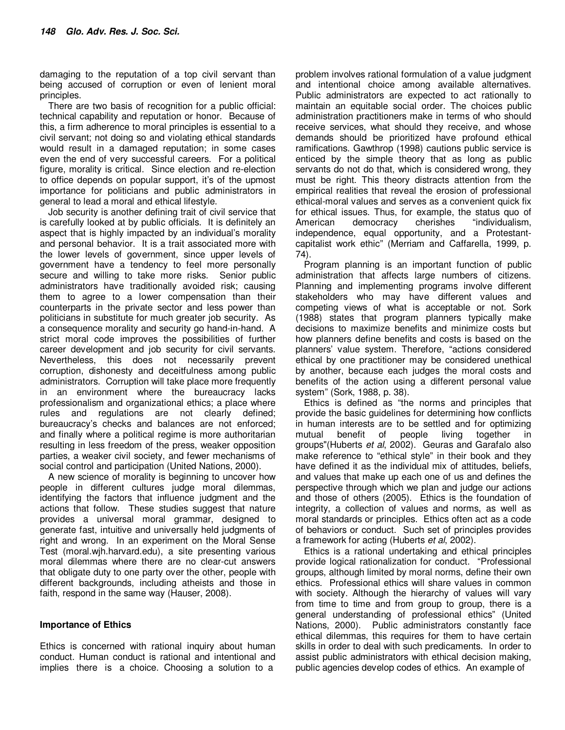damaging to the reputation of a top civil servant than being accused of corruption or even of lenient moral principles.

There are two basis of recognition for a public official: technical capability and reputation or honor. Because of this, a firm adherence to moral principles is essential to a civil servant; not doing so and violating ethical standards would result in a damaged reputation; in some cases even the end of very successful careers. For a political figure, morality is critical. Since election and re-election to office depends on popular support, it's of the upmost importance for politicians and public administrators in general to lead a moral and ethical lifestyle.

Job security is another defining trait of civil service that is carefully looked at by public officials. It is definitely an aspect that is highly impacted by an individual's morality and personal behavior. It is a trait associated more with the lower levels of government, since upper levels of government have a tendency to feel more personally secure and willing to take more risks. Senior public administrators have traditionally avoided risk; causing them to agree to a lower compensation than their counterparts in the private sector and less power than politicians in substitute for much greater job security. As a consequence morality and security go hand-in-hand. A strict moral code improves the possibilities of further career development and job security for civil servants. Nevertheless, this does not necessarily prevent corruption, dishonesty and deceitfulness among public administrators. Corruption will take place more frequently in an environment where the bureaucracy lacks professionalism and organizational ethics; a place where rules and regulations are not clearly defined; bureaucracy's checks and balances are not enforced; and finally where a political regime is more authoritarian resulting in less freedom of the press, weaker opposition parties, a weaker civil society, and fewer mechanisms of social control and participation (United Nations, 2000).

A new science of morality is beginning to uncover how people in different cultures judge moral dilemmas, identifying the factors that influence judgment and the actions that follow. These studies suggest that nature provides a universal moral grammar, designed to generate fast, intuitive and universally held judgments of right and wrong. In an experiment on the Moral Sense Test (moral.wjh.harvard.edu), a site presenting various moral dilemmas where there are no clear-cut answers that obligate duty to one party over the other, people with different backgrounds, including atheists and those in faith, respond in the same way (Hauser, 2008).

## Importance of Ethics

Ethics is concerned with rational inquiry about human conduct. Human conduct is rational and intentional and implies there is a choice. Choosing a solution to a problem involves rational formulation of a value judgment and intentional choice among available alternatives. Public administrators are expected to act rationally to maintain an equitable social order. The choices public administration practitioners make in terms of who should receive services, what should they receive, and whose demands should be prioritized have profound ethical ramifications. Gawthrop (1998) cautions public service is enticed by the simple theory that as long as public servants do not do that, which is considered wrong, they must be right. This theory distracts attention from the empirical realities that reveal the erosion of professional ethical-moral values and serves as a convenient quick fix for ethical issues. Thus, for example, the status quo of American democracy cherishes "individualism, independence, equal opportunity, and a Protestant-capitalist work ethic" (Merriam and Caffarella, 1999, p. 74).

Program planning is an important function of public administration that affects large numbers of citizens. Planning and implementing programs involve different stakeholders who may have different values and competing views of what is acceptable or not. Sork (1988) states that program planners typically make decisions to maximize benefits and minimize costs but how planners define benefits and costs is based on the planners' value system. Therefore, "actions considered ethical by one practitioner may be considered unethical by another, because each judges the moral costs and benefits of the action using a different personal value system" (Sork, 1988, p. 38).

Ethics is defined as "the norms and principles that provide the basic guidelines for determining how conflicts in human interests are to be settled and for optimizing mutual benefit of people living together in groups"(Huberts *et al*, 2002). Geuras and Garafalo also make reference to "ethical style" in their book and they have defined it as the individual mix of attitudes, beliefs, and values that make up each one of us and defines the perspective through which we plan and judge our actions and those of others (2005). Ethics is the foundation of integrity, a collection of values and norms, as well as moral standards or principles. Ethics often act as a code of behaviors or conduct. Such set of principles provides a framework for acting (Huberts *et al*, 2002).

Ethics is a rational undertaking and ethical principles provide logical rationalization for conduct. "Professional groups, although limited by moral norms, define their own ethics. Professional ethics will share values in common with society. Although the hierarchy of values will vary from time to time and from group to group, there is a general understanding of professional ethics" (United Nations, 2000). Public administrators constantly face ethical dilemmas, this requires for them to have certain skills in order to deal with such predicaments. In order to assist public administrators with ethical decision making, public agencies develop codes of ethics. An example of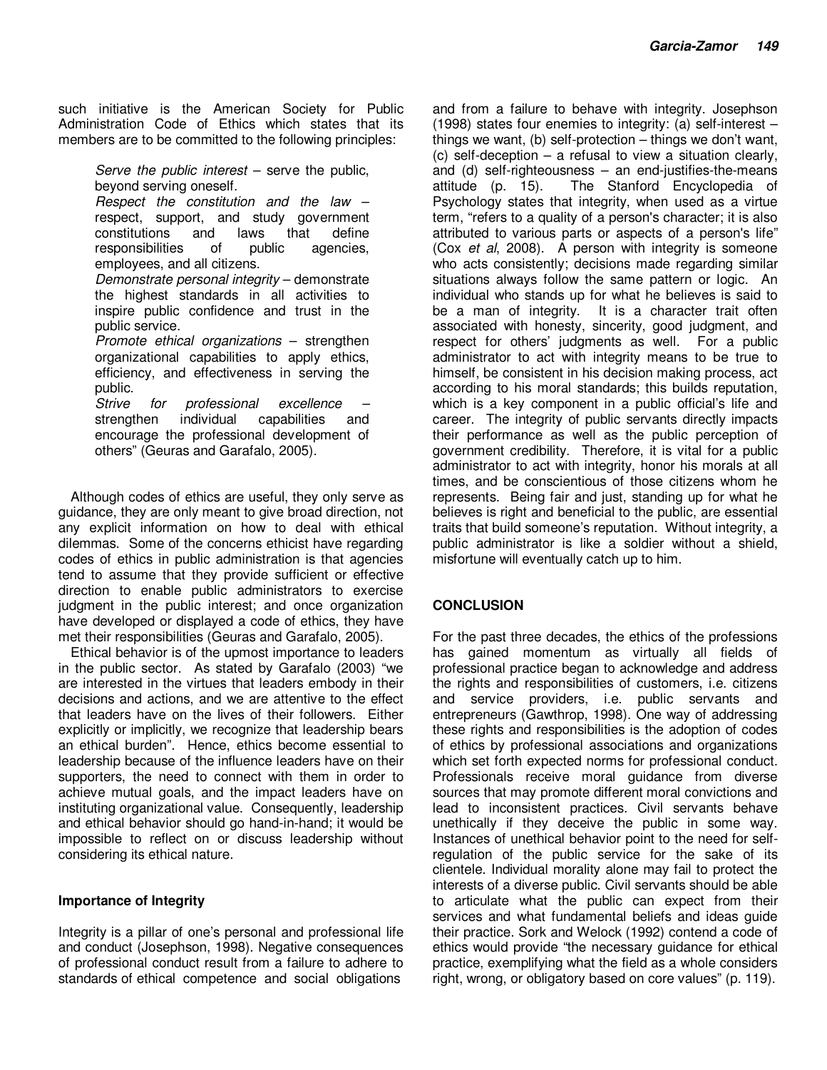such initiative is the American Society for Public Administration Code of Ethics which states that its members are to be committed to the following principles:

> *Serve the public interest* – serve the public, beyond serving oneself.
> *Respect the constitution and the law* – respect, support, and study government constitutions and laws that define responsibilities of public agencies, employees, and all citizens.
> *Demonstrate personal integrity* – demonstrate the highest standards in all activities to inspire public confidence and trust in the public service.
> *Promote ethical organizations* – strengthen organizational capabilities to apply ethics, efficiency, and effectiveness in serving the public.
> *Strive for professional excellence* – strengthen individual capabilities and encourage the professional development of others" (Geuras and Garafalo, 2005).

Although codes of ethics are useful, they only serve as guidance, they are only meant to give broad direction, not any explicit information on how to deal with ethical dilemmas. Some of the concerns ethicist have regarding codes of ethics in public administration is that agencies tend to assume that they provide sufficient or effective direction to enable public administrators to exercise judgment in the public interest; and once organization have developed or displayed a code of ethics, they have met their responsibilities (Geuras and Garafalo, 2005).

Ethical behavior is of the upmost importance to leaders in the public sector. As stated by Garafalo (2003) "we are interested in the virtues that leaders embody in their decisions and actions, and we are attentive to the effect that leaders have on the lives of their followers. Either explicitly or implicitly, we recognize that leadership bears an ethical burden". Hence, ethics become essential to leadership because of the influence leaders have on their supporters, the need to connect with them in order to achieve mutual goals, and the impact leaders have on instituting organizational value. Consequently, leadership and ethical behavior should go hand-in-hand; it would be impossible to reflect on or discuss leadership without considering its ethical nature.

### Importance of Integrity

Integrity is a pillar of one's personal and professional life and conduct (Josephson, 1998). Negative consequences of professional conduct result from a failure to adhere to standards of ethical competence and social obligations and from a failure to behave with integrity. Josephson (1998) states four enemies to integrity: (a) self-interest – things we want, (b) self-protection – things we don't want, (c) self-deception – a refusal to view a situation clearly, and (d) self-righteousness – an end-justifies-the-means attitude (p. 15). The Stanford Encyclopedia of Psychology states that integrity, when used as a virtue term, "refers to a quality of a person's character; it is also attributed to various parts or aspects of a person's life" (Cox *et al*, 2008). A person with integrity is someone who acts consistently; decisions made regarding similar situations always follow the same pattern or logic. An individual who stands up for what he believes is said to be a man of integrity. It is a character trait often associated with honesty, sincerity, good judgment, and respect for others' judgments as well. For a public administrator to act with integrity means to be true to himself, be consistent in his decision making process, act according to his moral standards; this builds reputation, which is a key component in a public official's life and career. The integrity of public servants directly impacts their performance as well as the public perception of government credibility. Therefore, it is vital for a public administrator to act with integrity, honor his morals at all times, and be conscientious of those citizens whom he represents. Being fair and just, standing up for what he believes is right and beneficial to the public, are essential traits that build someone's reputation. Without integrity, a public administrator is like a soldier without a shield, misfortune will eventually catch up to him.

## CONCLUSION

For the past three decades, the ethics of the professions has gained momentum as virtually all fields of professional practice began to acknowledge and address the rights and responsibilities of customers, i.e. citizens and service providers, i.e. public servants and entrepreneurs (Gawthrop, 1998). One way of addressing these rights and responsibilities is the adoption of codes of ethics by professional associations and organizations which set forth expected norms for professional conduct. Professionals receive moral guidance from diverse sources that may promote different moral convictions and lead to inconsistent practices. Civil servants behave unethically if they deceive the public in some way. Instances of unethical behavior point to the need for self-regulation of the public service for the sake of its clientele. Individual morality alone may fail to protect the interests of a diverse public. Civil servants should be able to articulate what the public can expect from their services and what fundamental beliefs and ideas guide their practice. Sork and Welock (1992) contend a code of ethics would provide "the necessary guidance for ethical practice, exemplifying what the field as a whole considers right, wrong, or obligatory based on core values" (p. 119).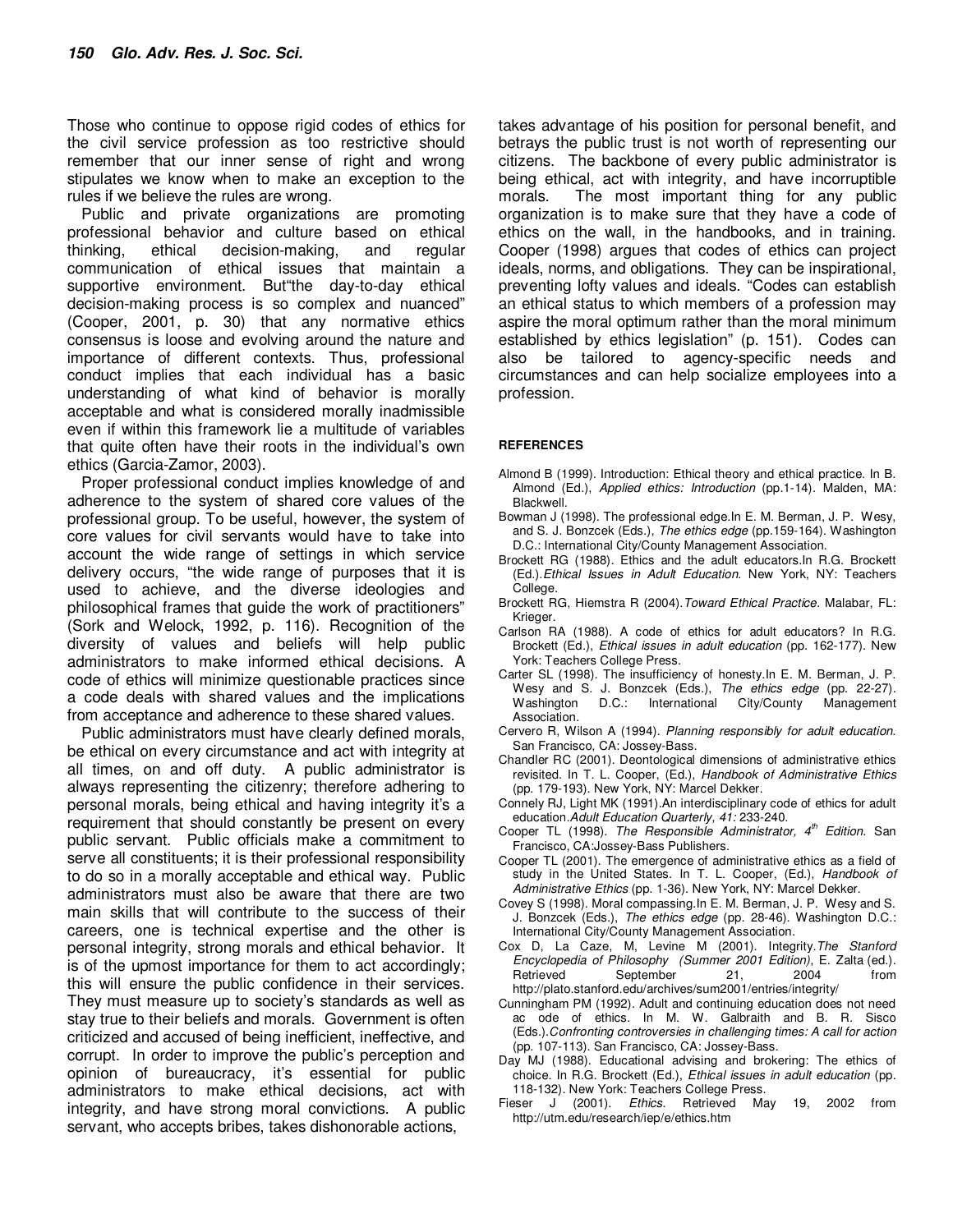Those who continue to oppose rigid codes of ethics for the civil service profession as too restrictive should remember that our inner sense of right and wrong stipulates we know when to make an exception to the rules if we believe the rules are wrong.

Public and private organizations are promoting professional behavior and culture based on ethical thinking, ethical decision-making, and regular communication of ethical issues that maintain a supportive environment. But"the day-to-day ethical decision-making process is so complex and nuanced" (Cooper, 2001, p. 30) that any normative ethics consensus is loose and evolving around the nature and importance of different contexts. Thus, professional conduct implies that each individual has a basic understanding of what kind of behavior is morally acceptable and what is considered morally inadmissible even if within this framework lie a multitude of variables that quite often have their roots in the individual's own ethics (Garcia-Zamor, 2003).

Proper professional conduct implies knowledge of and adherence to the system of shared core values of the professional group. To be useful, however, the system of core values for civil servants would have to take into account the wide range of settings in which service delivery occurs, "the wide range of purposes that it is used to achieve, and the diverse ideologies and philosophical frames that guide the work of practitioners" (Sork and Welock, 1992, p. 116). Recognition of the diversity of values and beliefs will help public administrators to make informed ethical decisions. A code of ethics will minimize questionable practices since a code deals with shared values and the implications from acceptance and adherence to these shared values.

Public administrators must have clearly defined morals, be ethical on every circumstance and act with integrity at all times, on and off duty. A public administrator is always representing the citizenry; therefore adhering to personal morals, being ethical and having integrity it's a requirement that should constantly be present on every public servant. Public officials make a commitment to serve all constituents; it is their professional responsibility to do so in a morally acceptable and ethical way. Public administrators must also be aware that there are two main skills that will contribute to the success of their careers, one is technical expertise and the other is personal integrity, strong morals and ethical behavior. It is of the upmost importance for them to act accordingly; this will ensure the public confidence in their services. They must measure up to society's standards as well as stay true to their beliefs and morals. Government is often criticized and accused of being inefficient, ineffective, and corrupt. In order to improve the public's perception and opinion of bureaucracy, it's essential for public administrators to make ethical decisions, act with integrity, and have strong moral convictions. A public servant, who accepts bribes, takes dishonorable actions, takes advantage of his position for personal benefit, and betrays the public trust is not worth of representing our citizens. The backbone of every public administrator is being ethical, act with integrity, and have incorruptible morals. The most important thing for any public organization is to make sure that they have a code of ethics on the wall, in the handbooks, and in training. Cooper (1998) argues that codes of ethics can project ideals, norms, and obligations. They can be inspirational, preventing lofty values and ideals. "Codes can establish an ethical status to which members of a profession may aspire the moral optimum rather than the moral minimum established by ethics legislation" (p. 151). Codes can also be tailored to agency-specific needs and circumstances and can help socialize employees into a profession.

## REFERENCES

Almond B (1999). Introduction: Ethical theory and ethical practice. In B. Almond (Ed.), *Applied ethics: Introduction* (pp.1-14). Malden, MA: Blackwell.

Bowman J (1998). The professional edge.In E. M. Berman, J. P. Wesy, and S. J. Bonzcek (Eds.), *The ethics edge* (pp.159-164). Washington D.C.: International City/County Management Association.

Brockett RG (1988). Ethics and the adult educators.In R.G. Brockett (Ed.).*Ethical Issues in Adult Education*. New York, NY: Teachers College.

Brockett RG, Hiemstra R (2004).*Toward Ethical Practice*. Malabar, FL: Krieger.

Carlson RA (1988). A code of ethics for adult educators? In R.G. Brockett (Ed.), *Ethical issues in adult education* (pp. 162-177). New York: Teachers College Press.

Carter SL (1998). The insufficiency of honesty.In E. M. Berman, J. P. Wesy and S. J. Bonzcek (Eds.), *The ethics edge* (pp. 22-27). Washington D.C.: International City/County Management Association.

Cervero R, Wilson A (1994). *Planning responsibly for adult education*. San Francisco, CA: Jossey-Bass.

Chandler RC (2001). Deontological dimensions of administrative ethics revisited. In T. L. Cooper, (Ed.), *Handbook of Administrative Ethics* (pp. 179-193). New York, NY: Marcel Dekker.

Connely RJ, Light MK (1991).An interdisciplinary code of ethics for adult education.*Adult Education Quarterly, 41:* 233-240.

Cooper TL (1998). *The Responsible Administrator, 4th Edition*. San Francisco, CA:Jossey-Bass Publishers.

Cooper TL (2001). The emergence of administrative ethics as a field of study in the United States. In T. L. Cooper, (Ed.), *Handbook of Administrative Ethics* (pp. 1-36). New York, NY: Marcel Dekker.

Covey S (1998). Moral compassing.In E. M. Berman, J. P. Wesy and S. J. Bonzcek (Eds.), *The ethics edge* (pp. 28-46). Washington D.C.: International City/County Management Association.

Cox D, La Caze, M, Levine M (2001). Integrity.*The Stanford Encyclopedia of Philosophy (Summer 2001 Edition)*, E. Zalta (ed.). Retrieved September 21, 2004 from http://plato.stanford.edu/archives/sum2001/entries/integrity/

Cunningham PM (1992). Adult and continuing education does not need ac ode of ethics. In M. W. Galbraith and B. R. Sisco (Eds.).*Confronting controversies in challenging times: A call for action* (pp. 107-113). San Francisco, CA: Jossey-Bass.

Day MJ (1988). Educational advising and brokering: The ethics of choice. In R.G. Brockett (Ed.), *Ethical issues in adult education* (pp. 118-132). New York: Teachers College Press.

Fieser J (2001). *Ethics*. Retrieved May 19, 2002 from http://utm.edu/research/iep/e/ethics.htm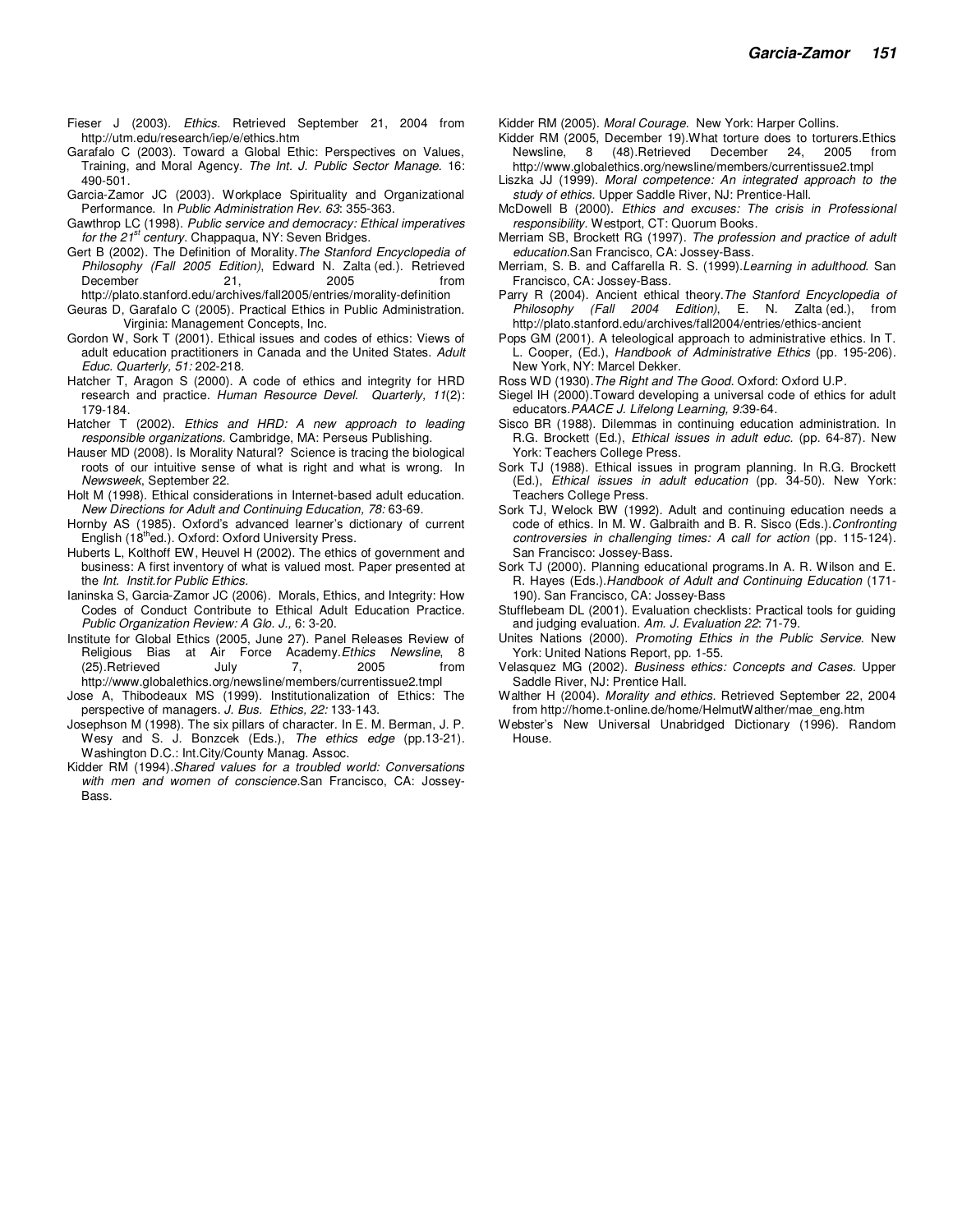Fieser J (2003). *Ethics.* Retrieved September 21, 2004 from http://utm.edu/research/iep/e/ethics.htm

Garafalo C (2003). Toward a Global Ethic: Perspectives on Values, Training, and Moral Agency. *The Int. J. Public Sector Manage.* 16: 490-501.

Garcia-Zamor JC (2003). Workplace Spirituality and Organizational Performance. In *Public Administration Rev. 63*: 355-363.

Gawthrop LC (1998). *Public service and democracy: Ethical imperatives for the 21st century.* Chappaqua, NY: Seven Bridges.

Gert B (2002). The Definition of Morality.*The Stanford Encyclopedia of Philosophy (Fall 2005 Edition)*, Edward N. Zalta (ed.). Retrieved December 21, 2005 from http://plato.stanford.edu/archives/fall2005/entries/morality-definition

Geuras D, Garafalo C (2005). Practical Ethics in Public Administration. Virginia: Management Concepts, Inc.

Gordon W, Sork T (2001). Ethical issues and codes of ethics: Views of adult education practitioners in Canada and the United States. *Adult Educ. Quarterly, 51:* 202-218.

Hatcher T, Aragon S (2000). A code of ethics and integrity for HRD research and practice. *Human Resource Devel. Quarterly, 11*(2): 179-184.

Hatcher T (2002). *Ethics and HRD: A new approach to leading responsible organizations.* Cambridge, MA: Perseus Publishing.

Hauser MD (2008). Is Morality Natural? Science is tracing the biological roots of our intuitive sense of what is right and what is wrong. In *Newsweek*, September 22.

Holt M (1998). Ethical considerations in Internet-based adult education. *New Directions for Adult and Continuing Education, 78:* 63-69.

Hornby AS (1985). Oxford's advanced learner's dictionary of current English (18th ed.). Oxford: Oxford University Press.

Huberts L, Kolthoff EW, Heuvel H (2002). The ethics of government and business: A first inventory of what is valued most. Paper presented at the *Int. Instit.for Public Ethics.*

Ianinska S, Garcia-Zamor JC (2006). Morals, Ethics, and Integrity: How Codes of Conduct Contribute to Ethical Adult Education Practice. *Public Organization Review: A Glo. J.,* 6: 3-20.

Institute for Global Ethics (2005, June 27). Panel Releases Review of Religious Bias at Air Force Academy.*Ethics Newsline*, 8 (25).Retrieved July 7, 2005 from http://www.globalethics.org/newsline/members/currentissue2.tmpl

Jose A, Thibodeaux MS (1999). Institutionalization of Ethics: The perspective of managers. *J. Bus. Ethics, 22:* 133-143.

Josephson M (1998). The six pillars of character. In E. M. Berman, J. P. Wesy and S. J. Bonzcek (Eds.), *The ethics edge* (pp.13-21). Washington D.C.: Int.City/County Manag. Assoc.

Kidder RM (1994).*Shared values for a troubled world: Conversations with men and women of conscience.*San Francisco, CA: Jossey-Bass.

Kidder RM (2005). *Moral Courage.* New York: Harper Collins.

Kidder RM (2005, December 19).What torture does to torturers.Ethics Newsline, 8 (48).Retrieved December 24, 2005 from http://www.globalethics.org/newsline/members/currentissue2.tmpl

Liszka JJ (1999). *Moral competence: An integrated approach to the study of ethics.* Upper Saddle River, NJ: Prentice-Hall.

McDowell B (2000). *Ethics and excuses: The crisis in Professional responsibility.* Westport, CT: Quorum Books.

Merriam SB, Brockett RG (1997). *The profession and practice of adult education.*San Francisco, CA: Jossey-Bass.

Merriam, S. B. and Caffarella R. S. (1999).*Learning in adulthood.* San Francisco, CA: Jossey-Bass.

Parry R (2004). Ancient ethical theory.*The Stanford Encyclopedia of Philosophy (Fall 2004 Edition)*, E. N. Zalta (ed.), from http://plato.stanford.edu/archives/fall2004/entries/ethics-ancient

Pops GM (2001). A teleological approach to administrative ethics. In T. L. Cooper, (Ed.), *Handbook of Administrative Ethics* (pp. 195-206). New York, NY: Marcel Dekker.

Ross WD (1930).*The Right and The Good*. Oxford: Oxford U.P.

Siegel IH (2000).Toward developing a universal code of ethics for adult educators.*PAACE J. Lifelong Learning, 9*:39-64.

Sisco BR (1988). Dilemmas in continuing education administration. In R.G. Brockett (Ed.), *Ethical issues in adult educ.* (pp. 64-87). New York: Teachers College Press.

Sork TJ (1988). Ethical issues in program planning. In R.G. Brockett (Ed.), *Ethical issues in adult education* (pp. 34-50). New York: Teachers College Press.

Sork TJ, Welock BW (1992). Adult and continuing education needs a code of ethics. In M. W. Galbraith and B. R. Sisco (Eds.).*Confronting controversies in challenging times: A call for action* (pp. 115-124). San Francisco: Jossey-Bass.

Sork TJ (2000). Planning educational programs.In A. R. Wilson and E. R. Hayes (Eds.).*Handbook of Adult and Continuing Education* (171-190). San Francisco, CA: Jossey-Bass

Stufflebeam DL (2001). Evaluation checklists: Practical tools for guiding and judging evaluation. *Am. J. Evaluation 22*: 71-79.

Unites Nations (2000). *Promoting Ethics in the Public Service*. New York: United Nations Report, pp. 1-55.

Velasquez MG (2002). *Business ethics: Concepts and Cases*. Upper Saddle River, NJ: Prentice Hall.

Walther H (2004). *Morality and ethics.* Retrieved September 22, 2004 from http://home.t-online.de/home/HelmutWalther/mae_eng.htm

Webster's New Universal Unabridged Dictionary (1996). Random House.